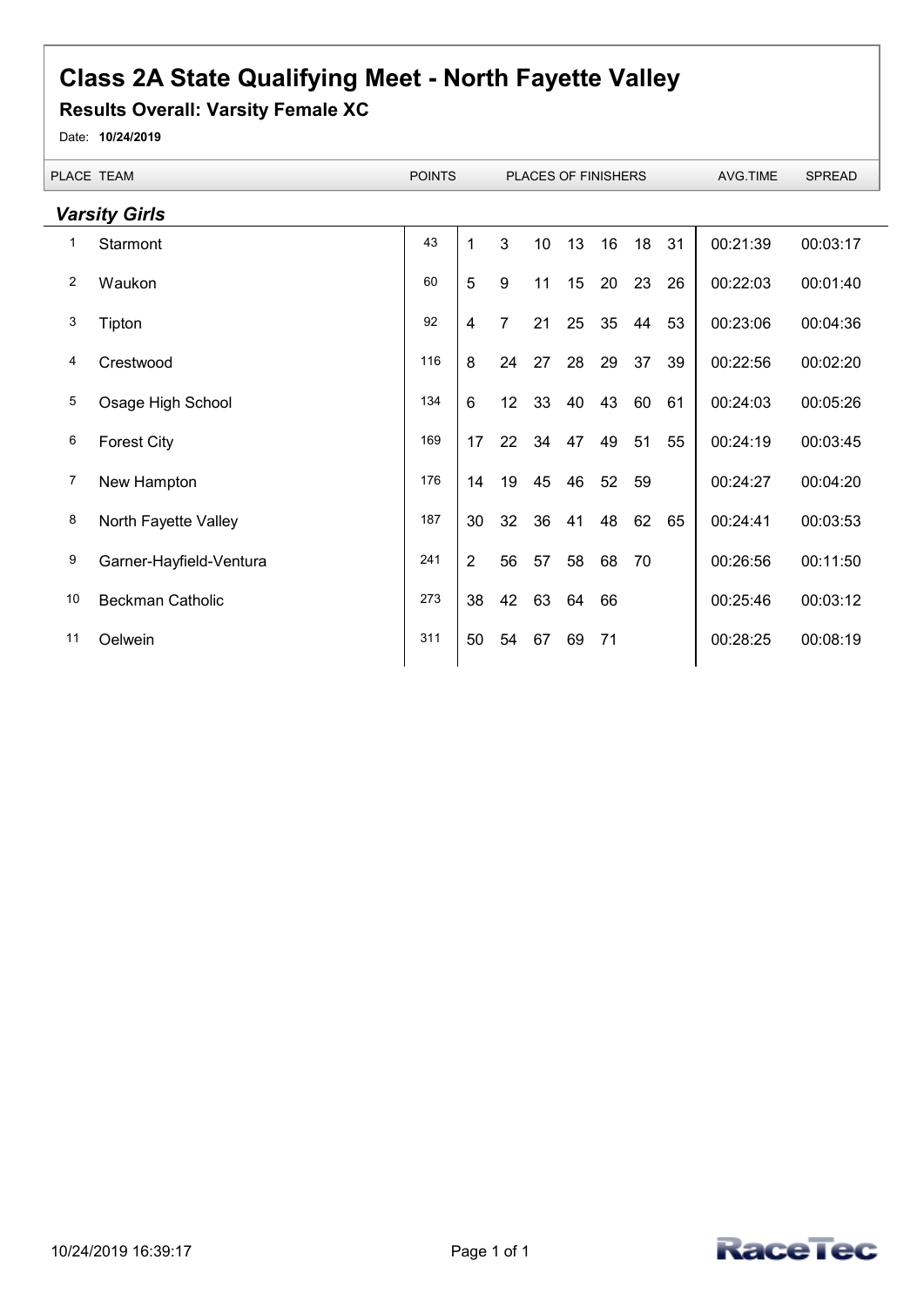# Class 2A State Qualifying Meet - North Fayette Valley

## Results Overall: Varsity Female XC

Date: **10/24/2019**

### *Varsity Girls*

| PLACE | TEAM | POINTS | PLACES OF FINISHERS | | | | | | | AVG.TIME | SPREAD |
|---|---|---|---|---|---|---|---|---|---|---|---|
| 1 | Starmont | 43 | 1 | 3 | 10 | 13 | 16 | 18 | 31 | 00:21:39 | 00:03:17 |
| 2 | Waukon | 60 | 5 | 9 | 11 | 15 | 20 | 23 | 26 | 00:22:03 | 00:01:40 |
| 3 | Tipton | 92 | 4 | 7 | 21 | 25 | 35 | 44 | 53 | 00:23:06 | 00:04:36 |
| 4 | Crestwood | 116 | 8 | 24 | 27 | 28 | 29 | 37 | 39 | 00:22:56 | 00:02:20 |
| 5 | Osage High School | 134 | 6 | 12 | 33 | 40 | 43 | 60 | 61 | 00:24:03 | 00:05:26 |
| 6 | Forest City | 169 | 17 | 22 | 34 | 47 | 49 | 51 | 55 | 00:24:19 | 00:03:45 |
| 7 | New Hampton | 176 | 14 | 19 | 45 | 46 | 52 | 59 | | 00:24:27 | 00:04:20 |
| 8 | North Fayette Valley | 187 | 30 | 32 | 36 | 41 | 48 | 62 | 65 | 00:24:41 | 00:03:53 |
| 9 | Garner-Hayfield-Ventura | 241 | 2 | 56 | 57 | 58 | 68 | 70 | | 00:26:56 | 00:11:50 |
| 10 | Beckman Catholic | 273 | 38 | 42 | 63 | 64 | 66 | | | 00:25:46 | 00:03:12 |
| 11 | Oelwein | 311 | 50 | 54 | 67 | 69 | 71 | | | 00:28:25 | 00:08:19 |

10/24/2019 16:39:17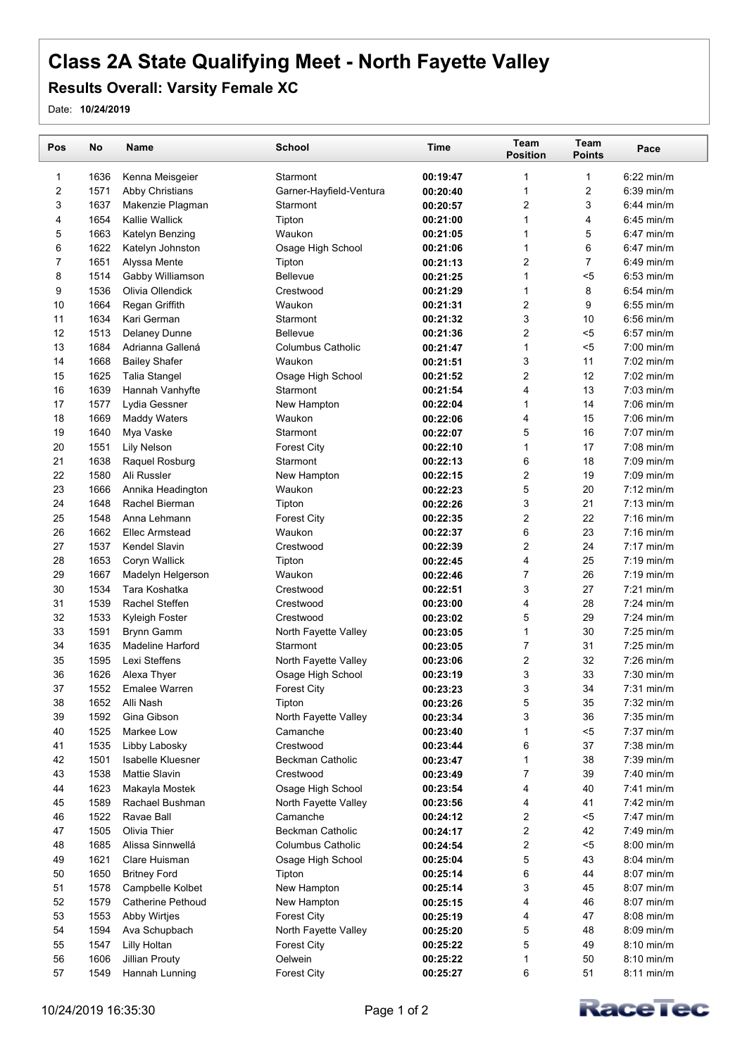# Class 2A State Qualifying Meet - North Fayette Valley

## Results Overall: Varsity Female XC

Date: **10/24/2019**

| Pos | No | Name | School | Time | Team Position | Team Points | Pace |
|---|---|---|---|---|---|---|---|
| 1 | 1636 | Kenna Meisgeier | Starmont | **00:19:47** | 1 | 1 | 6:22 min/m |
| 2 | 1571 | Abby Christians | Garner-Hayfield-Ventura | **00:20:40** | 1 | 2 | 6:39 min/m |
| 3 | 1637 | Makenzie Plagman | Starmont | **00:20:57** | 2 | 3 | 6:44 min/m |
| 4 | 1654 | Kallie Wallick | Tipton | **00:21:00** | 1 | 4 | 6:45 min/m |
| 5 | 1663 | Katelyn Benzing | Waukon | **00:21:05** | 1 | 5 | 6:47 min/m |
| 6 | 1622 | Katelyn Johnston | Osage High School | **00:21:06** | 1 | 6 | 6:47 min/m |
| 7 | 1651 | Alyssa Mente | Tipton | **00:21:13** | 2 | 7 | 6:49 min/m |
| 8 | 1514 | Gabby Williamson | Bellevue | **00:21:25** | 1 | <5 | 6:53 min/m |
| 9 | 1536 | Olivia Ollendick | Crestwood | **00:21:29** | 1 | 8 | 6:54 min/m |
| 10 | 1664 | Regan Griffith | Waukon | **00:21:31** | 2 | 9 | 6:55 min/m |
| 11 | 1634 | Kari German | Starmont | **00:21:32** | 3 | 10 | 6:56 min/m |
| 12 | 1513 | Delaney Dunne | Bellevue | **00:21:36** | 2 | <5 | 6:57 min/m |
| 13 | 1684 | Adrianna Gallená | Columbus Catholic | **00:21:47** | 1 | <5 | 7:00 min/m |
| 14 | 1668 | Bailey Shafer | Waukon | **00:21:51** | 3 | 11 | 7:02 min/m |
| 15 | 1625 | Talia Stangel | Osage High School | **00:21:52** | 2 | 12 | 7:02 min/m |
| 16 | 1639 | Hannah Vanhyfte | Starmont | **00:21:54** | 4 | 13 | 7:03 min/m |
| 17 | 1577 | Lydia Gessner | New Hampton | **00:22:04** | 1 | 14 | 7:06 min/m |
| 18 | 1669 | Maddy Waters | Waukon | **00:22:06** | 4 | 15 | 7:06 min/m |
| 19 | 1640 | Mya Vaske | Starmont | **00:22:07** | 5 | 16 | 7:07 min/m |
| 20 | 1551 | Lily Nelson | Forest City | **00:22:10** | 1 | 17 | 7:08 min/m |
| 21 | 1638 | Raquel Rosburg | Starmont | **00:22:13** | 6 | 18 | 7:09 min/m |
| 22 | 1580 | Ali Russler | New Hampton | **00:22:15** | 2 | 19 | 7:09 min/m |
| 23 | 1666 | Annika Headington | Waukon | **00:22:23** | 5 | 20 | 7:12 min/m |
| 24 | 1648 | Rachel Bierman | Tipton | **00:22:26** | 3 | 21 | 7:13 min/m |
| 25 | 1548 | Anna Lehmann | Forest City | **00:22:35** | 2 | 22 | 7:16 min/m |
| 26 | 1662 | Ellec Armstead | Waukon | **00:22:37** | 6 | 23 | 7:16 min/m |
| 27 | 1537 | Kendel Slavin | Crestwood | **00:22:39** | 2 | 24 | 7:17 min/m |
| 28 | 1653 | Coryn Wallick | Tipton | **00:22:45** | 4 | 25 | 7:19 min/m |
| 29 | 1667 | Madelyn Helgerson | Waukon | **00:22:46** | 7 | 26 | 7:19 min/m |
| 30 | 1534 | Tara Koshatka | Crestwood | **00:22:51** | 3 | 27 | 7:21 min/m |
| 31 | 1539 | Rachel Steffen | Crestwood | **00:23:00** | 4 | 28 | 7:24 min/m |
| 32 | 1533 | Kyleigh Foster | Crestwood | **00:23:02** | 5 | 29 | 7:24 min/m |
| 33 | 1591 | Brynn Gamm | North Fayette Valley | **00:23:05** | 1 | 30 | 7:25 min/m |
| 34 | 1635 | Madeline Harford | Starmont | **00:23:05** | 7 | 31 | 7:25 min/m |
| 35 | 1595 | Lexi Steffens | North Fayette Valley | **00:23:06** | 2 | 32 | 7:26 min/m |
| 36 | 1626 | Alexa Thyer | Osage High School | **00:23:19** | 3 | 33 | 7:30 min/m |
| 37 | 1552 | Emalee Warren | Forest City | **00:23:23** | 3 | 34 | 7:31 min/m |
| 38 | 1652 | Alli Nash | Tipton | **00:23:26** | 5 | 35 | 7:32 min/m |
| 39 | 1592 | Gina Gibson | North Fayette Valley | **00:23:34** | 3 | 36 | 7:35 min/m |
| 40 | 1525 | Markee Low | Camanche | **00:23:40** | 1 | <5 | 7:37 min/m |
| 41 | 1535 | Libby Labosky | Crestwood | **00:23:44** | 6 | 37 | 7:38 min/m |
| 42 | 1501 | Isabelle Kluesner | Beckman Catholic | **00:23:47** | 1 | 38 | 7:39 min/m |
| 43 | 1538 | Mattie Slavin | Crestwood | **00:23:49** | 7 | 39 | 7:40 min/m |
| 44 | 1623 | Makayla Mostek | Osage High School | **00:23:54** | 4 | 40 | 7:41 min/m |
| 45 | 1589 | Rachael Bushman | North Fayette Valley | **00:23:56** | 4 | 41 | 7:42 min/m |
| 46 | 1522 | Ravae Ball | Camanche | **00:24:12** | 2 | <5 | 7:47 min/m |
| 47 | 1505 | Olivia Thier | Beckman Catholic | **00:24:17** | 2 | 42 | 7:49 min/m |
| 48 | 1685 | Alissa Sinnwellá | Columbus Catholic | **00:24:54** | 2 | <5 | 8:00 min/m |
| 49 | 1621 | Clare Huisman | Osage High School | **00:25:04** | 5 | 43 | 8:04 min/m |
| 50 | 1650 | Britney Ford | Tipton | **00:25:14** | 6 | 44 | 8:07 min/m |
| 51 | 1578 | Campbelle Kolbet | New Hampton | **00:25:14** | 3 | 45 | 8:07 min/m |
| 52 | 1579 | Catherine Pethoud | New Hampton | **00:25:15** | 4 | 46 | 8:07 min/m |
| 53 | 1553 | Abby Wirtjes | Forest City | **00:25:19** | 4 | 47 | 8:08 min/m |
| 54 | 1594 | Ava Schupbach | North Fayette Valley | **00:25:20** | 5 | 48 | 8:09 min/m |
| 55 | 1547 | Lilly Holtan | Forest City | **00:25:22** | 5 | 49 | 8:10 min/m |
| 56 | 1606 | Jillian Prouty | Oelwein | **00:25:22** | 1 | 50 | 8:10 min/m |
| 57 | 1549 | Hannah Lunning | Forest City | **00:25:27** | 6 | 51 | 8:11 min/m |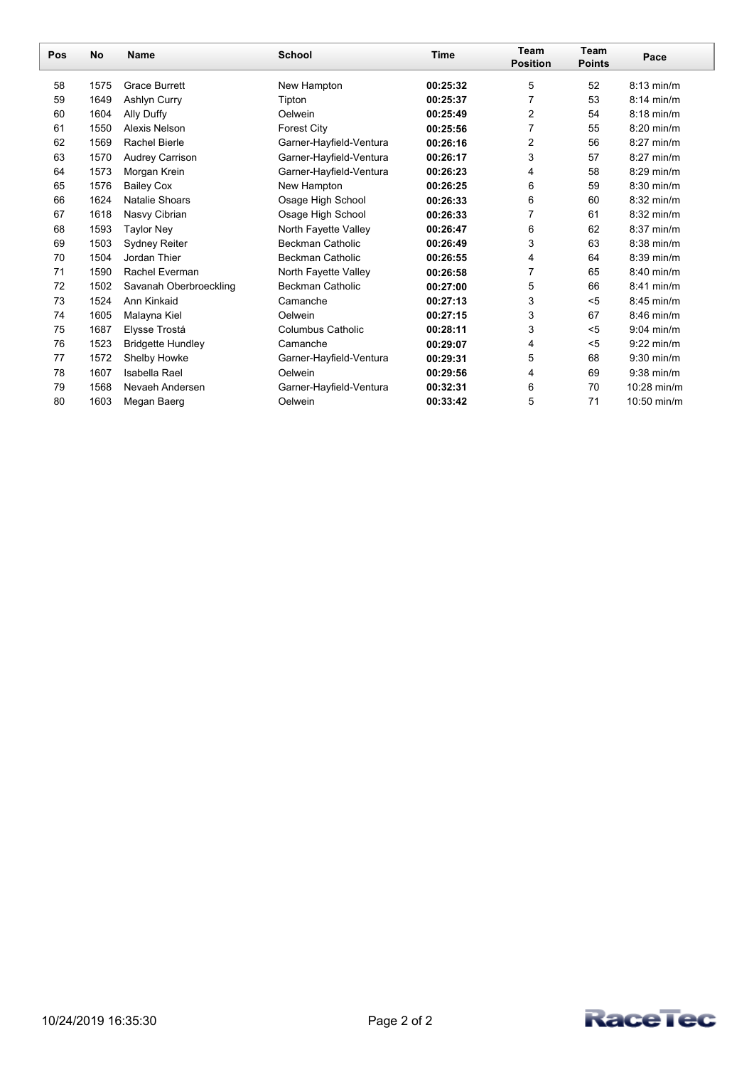| Pos | No | Name | School | Time | Team Position | Team Points | Pace |
|---|---|---|---|---|---|---|---|
| 58 | 1575 | Grace Burrett | New Hampton | **00:25:32** | 5 | 52 | 8:13 min/m |
| 59 | 1649 | Ashlyn Curry | Tipton | **00:25:37** | 7 | 53 | 8:14 min/m |
| 60 | 1604 | Ally Duffy | Oelwein | **00:25:49** | 2 | 54 | 8:18 min/m |
| 61 | 1550 | Alexis Nelson | Forest City | **00:25:56** | 7 | 55 | 8:20 min/m |
| 62 | 1569 | Rachel Bierle | Garner-Hayfield-Ventura | **00:26:16** | 2 | 56 | 8:27 min/m |
| 63 | 1570 | Audrey Carrison | Garner-Hayfield-Ventura | **00:26:17** | 3 | 57 | 8:27 min/m |
| 64 | 1573 | Morgan Krein | Garner-Hayfield-Ventura | **00:26:23** | 4 | 58 | 8:29 min/m |
| 65 | 1576 | Bailey Cox | New Hampton | **00:26:25** | 6 | 59 | 8:30 min/m |
| 66 | 1624 | Natalie Shoars | Osage High School | **00:26:33** | 6 | 60 | 8:32 min/m |
| 67 | 1618 | Nasvy Cibrian | Osage High School | **00:26:33** | 7 | 61 | 8:32 min/m |
| 68 | 1593 | Taylor Ney | North Fayette Valley | **00:26:47** | 6 | 62 | 8:37 min/m |
| 69 | 1503 | Sydney Reiter | Beckman Catholic | **00:26:49** | 3 | 63 | 8:38 min/m |
| 70 | 1504 | Jordan Thier | Beckman Catholic | **00:26:55** | 4 | 64 | 8:39 min/m |
| 71 | 1590 | Rachel Everman | North Fayette Valley | **00:26:58** | 7 | 65 | 8:40 min/m |
| 72 | 1502 | Savanah Oberbroeckling | Beckman Catholic | **00:27:00** | 5 | 66 | 8:41 min/m |
| 73 | 1524 | Ann Kinkaid | Camanche | **00:27:13** | 3 | <5 | 8:45 min/m |
| 74 | 1605 | Malayna Kiel | Oelwein | **00:27:15** | 3 | 67 | 8:46 min/m |
| 75 | 1687 | Elysse Trostá | Columbus Catholic | **00:28:11** | 3 | <5 | 9:04 min/m |
| 76 | 1523 | Bridgette Hundley | Camanche | **00:29:07** | 4 | <5 | 9:22 min/m |
| 77 | 1572 | Shelby Howke | Garner-Hayfield-Ventura | **00:29:31** | 5 | 68 | 9:30 min/m |
| 78 | 1607 | Isabella Rael | Oelwein | **00:29:56** | 4 | 69 | 9:38 min/m |
| 79 | 1568 | Nevaeh Andersen | Garner-Hayfield-Ventura | **00:32:31** | 6 | 70 | 10:28 min/m |
| 80 | 1603 | Megan Baerg | Oelwein | **00:33:42** | 5 | 71 | 10:50 min/m |

10/24/2019 16:35:30

RaceTec